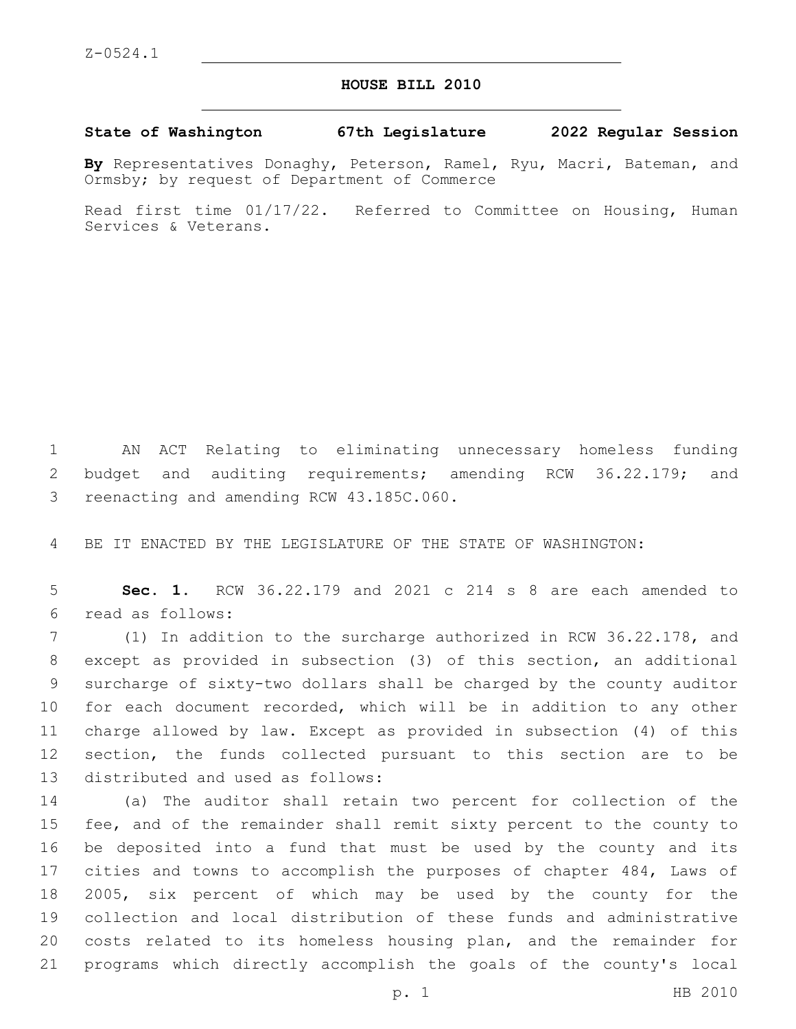Z-0524.1

# HOUSE BILL 2010

**State of Washington 67th Legislature 2022 Regular Session**

**By** Representatives Donaghy, Peterson, Ramel, Ryu, Macri, Bateman, and Ormsby; by request of Department of Commerce

Read first time 01/17/22. Referred to Committee on Housing, Human Services & Veterans.

AN ACT Relating to eliminating unnecessary homeless funding budget and auditing requirements; amending RCW 36.22.179; and reenacting and amending RCW 43.185C.060.

BE IT ENACTED BY THE LEGISLATURE OF THE STATE OF WASHINGTON:

**Sec. 1.** RCW 36.22.179 and 2021 c 214 s 8 are each amended to read as follows:

(1) In addition to the surcharge authorized in RCW 36.22.178, and except as provided in subsection (3) of this section, an additional surcharge of sixty-two dollars shall be charged by the county auditor for each document recorded, which will be in addition to any other charge allowed by law. Except as provided in subsection (4) of this section, the funds collected pursuant to this section are to be distributed and used as follows:

(a) The auditor shall retain two percent for collection of the fee, and of the remainder shall remit sixty percent to the county to be deposited into a fund that must be used by the county and its cities and towns to accomplish the purposes of chapter 484, Laws of 2005, six percent of which may be used by the county for the collection and local distribution of these funds and administrative costs related to its homeless housing plan, and the remainder for programs which directly accomplish the goals of the county's local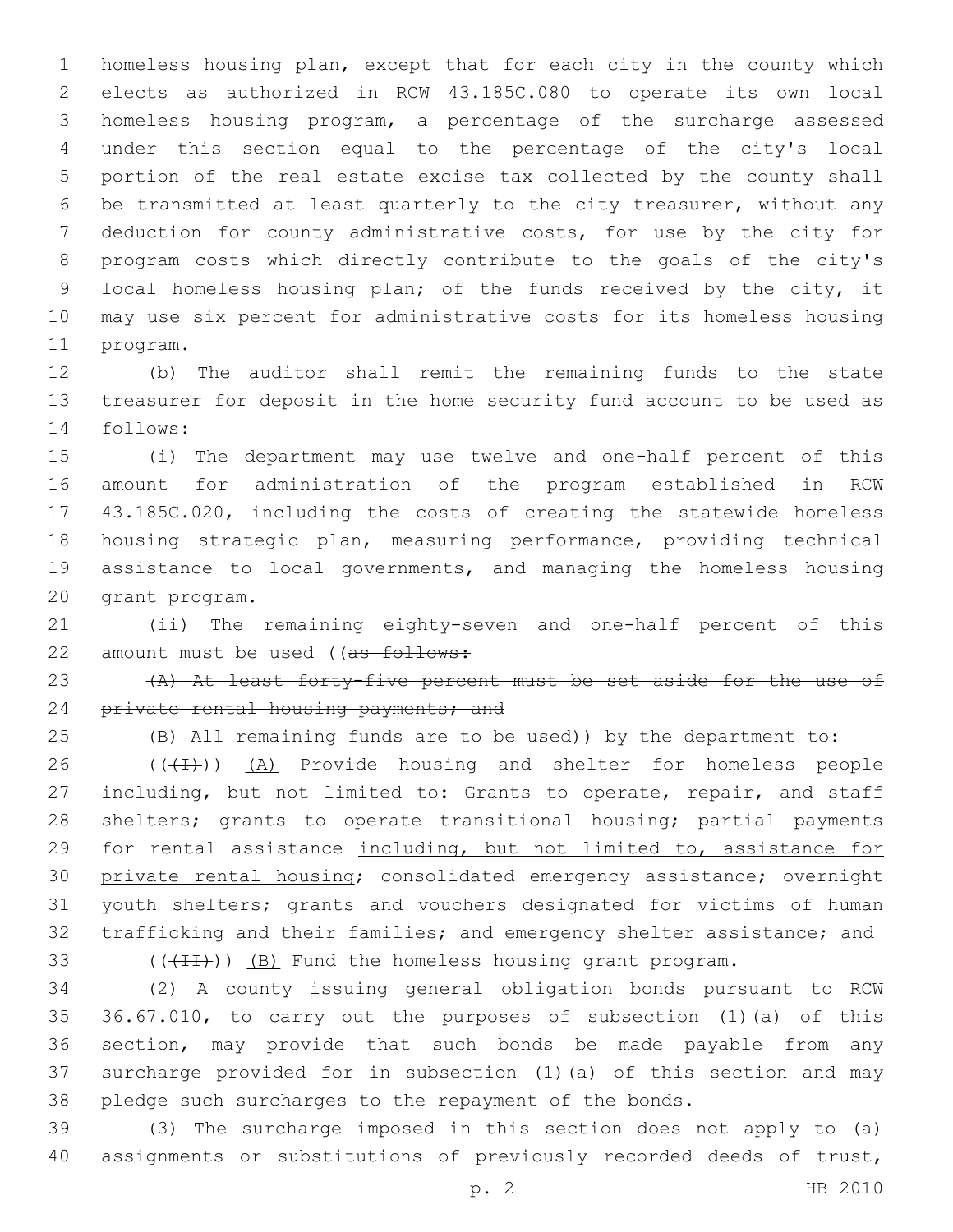homeless housing plan, except that for each city in the county which elects as authorized in RCW 43.185C.080 to operate its own local homeless housing program, a percentage of the surcharge assessed under this section equal to the percentage of the city's local portion of the real estate excise tax collected by the county shall be transmitted at least quarterly to the city treasurer, without any deduction for county administrative costs, for use by the city for program costs which directly contribute to the goals of the city's local homeless housing plan; of the funds received by the city, it may use six percent for administrative costs for its homeless housing program.

(b) The auditor shall remit the remaining funds to the state treasurer for deposit in the home security fund account to be used as follows:

(i) The department may use twelve and one-half percent of this amount for administration of the program established in RCW 43.185C.020, including the costs of creating the statewide homeless housing strategic plan, measuring performance, providing technical assistance to local governments, and managing the homeless housing grant program.

(ii) The remaining eighty-seven and one-half percent of this amount must be used ((~~as follows:~~

~~(A) At least forty-five percent must be set aside for the use of private rental housing payments; and~~

~~(B) All remaining funds are to be used~~)) by the department to:

((~~(I)~~)) <u>(A)</u> Provide housing and shelter for homeless people including, but not limited to: Grants to operate, repair, and staff shelters; grants to operate transitional housing; partial payments for rental assistance <u>including, but not limited to, assistance for private rental housing</u>; consolidated emergency assistance; overnight youth shelters; grants and vouchers designated for victims of human trafficking and their families; and emergency shelter assistance; and

((~~(II)~~)) <u>(B)</u> Fund the homeless housing grant program.

(2) A county issuing general obligation bonds pursuant to RCW 36.67.010, to carry out the purposes of subsection (1)(a) of this section, may provide that such bonds be made payable from any surcharge provided for in subsection (1)(a) of this section and may pledge such surcharges to the repayment of the bonds.

(3) The surcharge imposed in this section does not apply to (a) assignments or substitutions of previously recorded deeds of trust,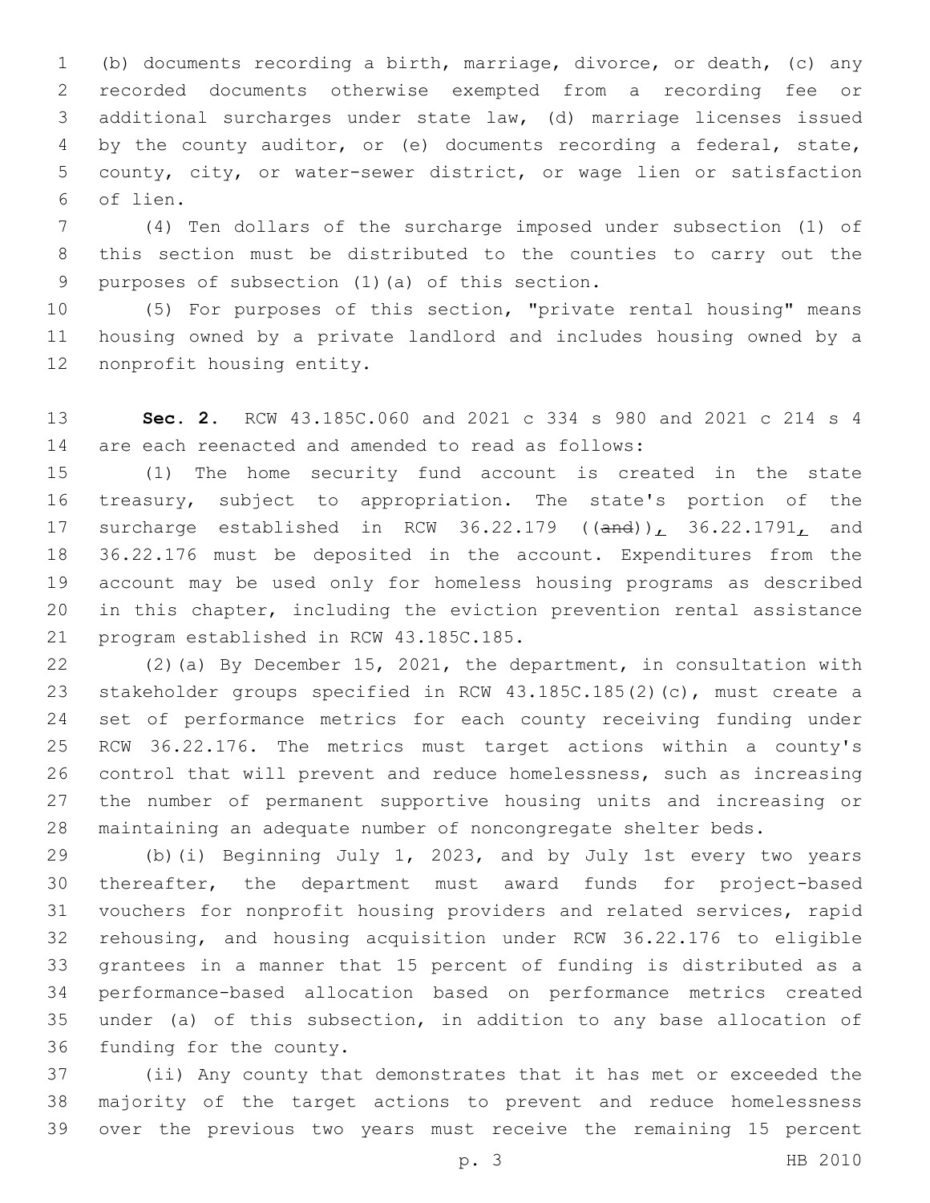(b) documents recording a birth, marriage, divorce, or death, (c) any recorded documents otherwise exempted from a recording fee or additional surcharges under state law, (d) marriage licenses issued by the county auditor, or (e) documents recording a federal, state, county, city, or water-sewer district, or wage lien or satisfaction of lien.

(4) Ten dollars of the surcharge imposed under subsection (1) of this section must be distributed to the counties to carry out the purposes of subsection (1)(a) of this section.

(5) For purposes of this section, "private rental housing" means housing owned by a private landlord and includes housing owned by a nonprofit housing entity.

**Sec. 2.** RCW 43.185C.060 and 2021 c 334 s 980 and 2021 c 214 s 4 are each reenacted and amended to read as follows:

(1) The home security fund account is created in the state treasury, subject to appropriation. The state's portion of the surcharge established in RCW 36.22.179 ((~~and~~)), 36.22.1791, and 36.22.176 must be deposited in the account. Expenditures from the account may be used only for homeless housing programs as described in this chapter, including the eviction prevention rental assistance program established in RCW 43.185C.185.

(2)(a) By December 15, 2021, the department, in consultation with stakeholder groups specified in RCW 43.185C.185(2)(c), must create a set of performance metrics for each county receiving funding under RCW 36.22.176. The metrics must target actions within a county's control that will prevent and reduce homelessness, such as increasing the number of permanent supportive housing units and increasing or maintaining an adequate number of noncongregate shelter beds.

(b)(i) Beginning July 1, 2023, and by July 1st every two years thereafter, the department must award funds for project-based vouchers for nonprofit housing providers and related services, rapid rehousing, and housing acquisition under RCW 36.22.176 to eligible grantees in a manner that 15 percent of funding is distributed as a performance-based allocation based on performance metrics created under (a) of this subsection, in addition to any base allocation of funding for the county.

(ii) Any county that demonstrates that it has met or exceeded the majority of the target actions to prevent and reduce homelessness over the previous two years must receive the remaining 15 percent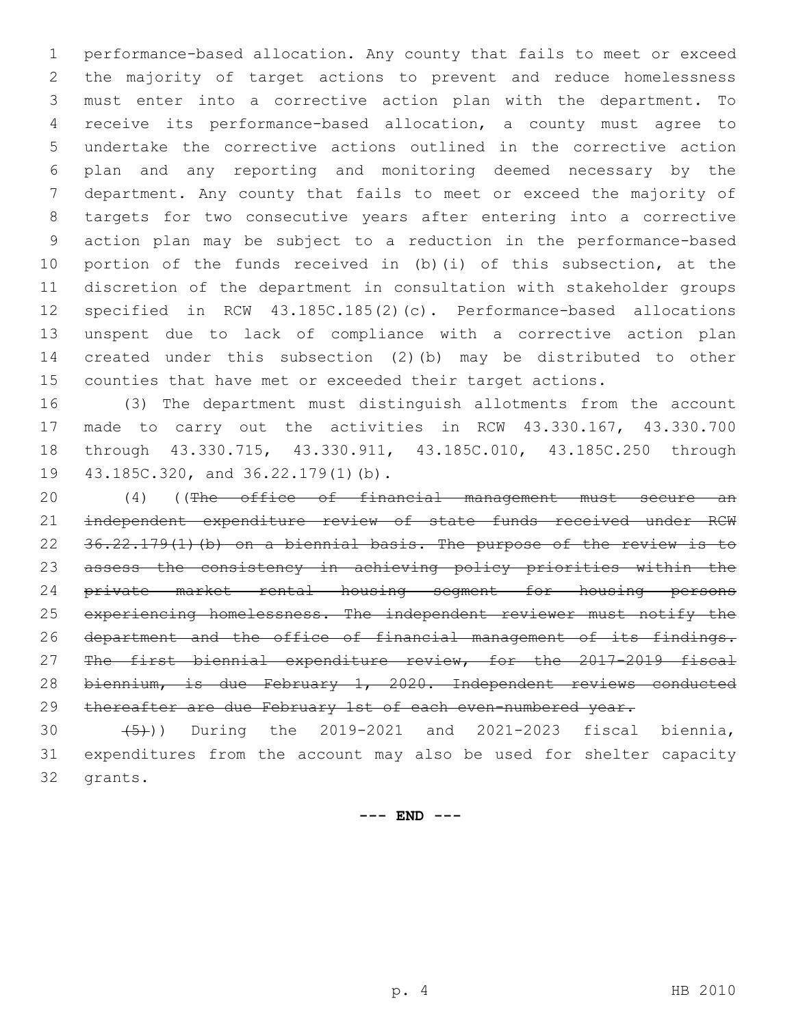performance-based allocation. Any county that fails to meet or exceed the majority of target actions to prevent and reduce homelessness must enter into a corrective action plan with the department. To receive its performance-based allocation, a county must agree to undertake the corrective actions outlined in the corrective action plan and any reporting and monitoring deemed necessary by the department. Any county that fails to meet or exceed the majority of targets for two consecutive years after entering into a corrective action plan may be subject to a reduction in the performance-based portion of the funds received in (b)(i) of this subsection, at the discretion of the department in consultation with stakeholder groups specified in RCW 43.185C.185(2)(c). Performance-based allocations unspent due to lack of compliance with a corrective action plan created under this subsection (2)(b) may be distributed to other counties that have met or exceeded their target actions.

(3) The department must distinguish allotments from the account made to carry out the activities in RCW 43.330.167, 43.330.700 through 43.330.715, 43.330.911, 43.185C.010, 43.185C.250 through 43.185C.320, and 36.22.179(1)(b).

(4) ((~~The office of financial management must secure an independent expenditure review of state funds received under RCW 36.22.179(1)(b) on a biennial basis. The purpose of the review is to assess the consistency in achieving policy priorities within the private market rental housing segment for housing persons experiencing homelessness. The independent reviewer must notify the department and the office of financial management of its findings. The first biennial expenditure review, for the 2017-2019 fiscal biennium, is due February 1, 2020. Independent reviews conducted thereafter are due February 1st of each even-numbered year.~~

~~(5)~~)) During the 2019-2021 and 2021-2023 fiscal biennia, expenditures from the account may also be used for shelter capacity grants.

--- END ---